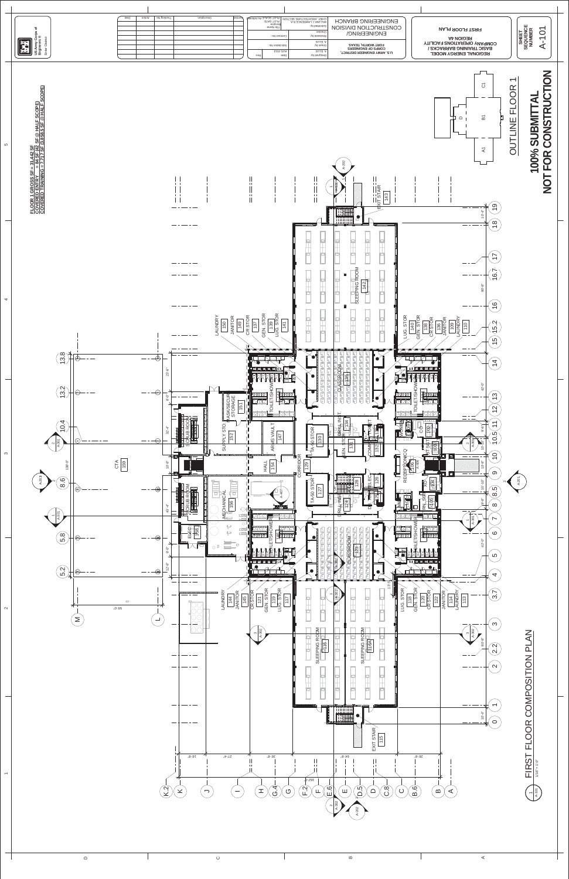# FIRST FLOOR COMPOSITION PLAN

1/16" = 1'-0"

**FLOOR 1 GROSS SF = 31,442 SF**
**COVERED ENTRY = 84 SF (42 SF @ HALF SCOPE)**
**COVERED TRAINING = 7,717 SF (3,858.5 SF @ HALF SCOPE)**

## OUTLINE FLOOR 1

**100% SUBMITTAL**
**NOT FOR CONSTRUCTION**

US Army Corps of Engineers ® Fort Worth District

| Symbol | Description | Tracking No. | Action | Date |
|---|---|---|---|---|
| | | | | |

U.S. ARMY ENGINEER DISTRICT, CORPS OF ENGINEERS FORT WORTH, TEXAS

ENGINEERING BRANCH
CONSTRUCTION DIVISION
ENGINEERING/

Designed by: A. ELLIS
Date: AUG 2013
Drawn by: A. ELLIS
Solicitation No.:
Reviewed by:
Contract No.:
Checked:
Submitted by: CHIEF, ARCHITECTURE SECTION WILLIAM J. LAWRENCE R.A.
File Name:
Plot Scale:
Plot Date:

REGIONAL ENERGY MODEL
BASIC TRAINING BARRACKS / COMPANY OPERATIONS FACILITY
REGION 4A
FIRST FLOOR PLAN

SHEET SEQUENCE NUMBER
A-101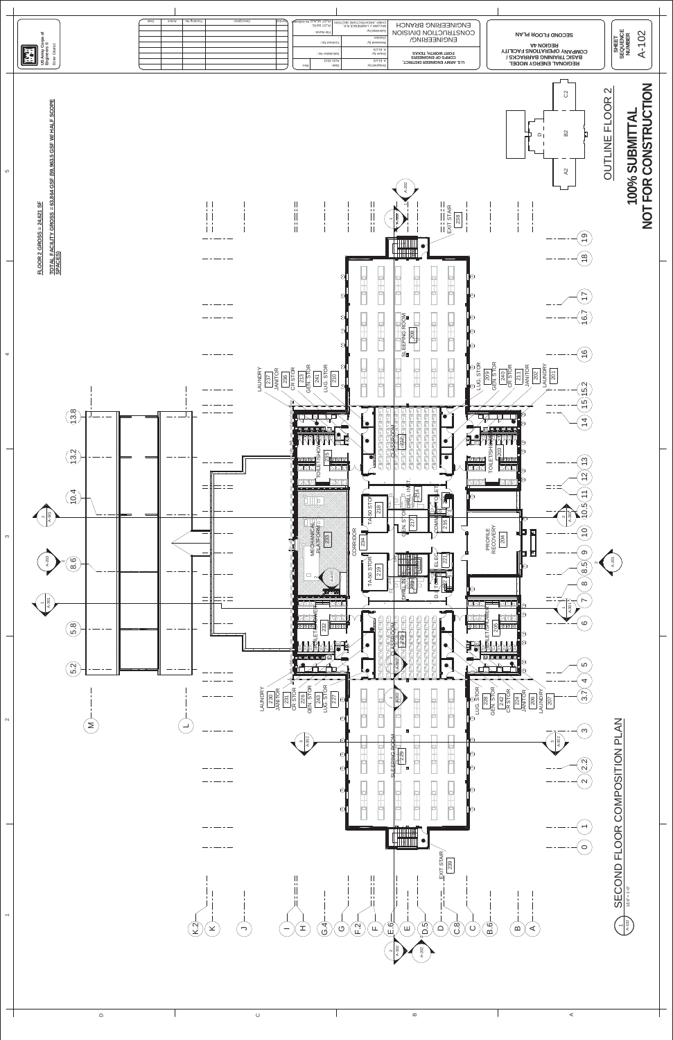FLOOR 2 GROSS = 24,621 SF

TOTAL FACILITY GROSS = 63,864 GSF (59,963.5 GSF W/ HALF SCOPE SPACES)

# SECOND FLOOR COMPOSITION PLAN

1/16" = 1'-0"

OUTLINE FLOOR 2

**100% SUBMITTAL**
**NOT FOR CONSTRUCTION**

SLEEPING ROOM 208
SLEEPING ROOM 229
CLASSROOM 212
CLASSROOM 228
MECHANICAL PLATFORM 233
CORRIDOR 234
TA-50 STOR 218
TA-50 STOR 219
GEN. STOR 217
GEN. STOR 216
DRILL INST. 214
DRILL INST. 220
COMM. 215
ELEC. 221
PROFILE RECOVERY 204
TOILET/SHOWER 235
TOILET/SHOWER 203
TOILET/SHOWER 232
TOILET/SHOWER 205
LAUNDRY 237
LAUNDRY 201
LAUNDRY 230
LAUNDRY 207
JANITOR 236
JANITOR 202
JANITOR 231
JANITOR 206
CR STOR 223
CR STOR 211
CR STOR 226
CR STOR 224
GEN. STOR 241
GEN. STOR 240
GEN. STOR 243
GEN. STOR 242
LUG. STOR 210
LUG. STOR 209
LUG. STOR 227
LUG. STOR 225
EXIT STAIR 238
EXIT STAIR 239

U.S. ARMY ENGINEER DISTRICT, CORPS OF ENGINEERS, FORT WORTH, TEXAS

ENGINEERING/CONSTRUCTION DIVISION ENGINEERING BRANCH

REGIONAL ENERGY MODEL BASIC TRAINING BARRACKS / COMPANY OPERATIONS FACILITY REGION 4A

SECOND FLOOR PLAN

SHEET SEQUENCE NUMBER A-102

US Army Corps of Engineers® Fort Worth District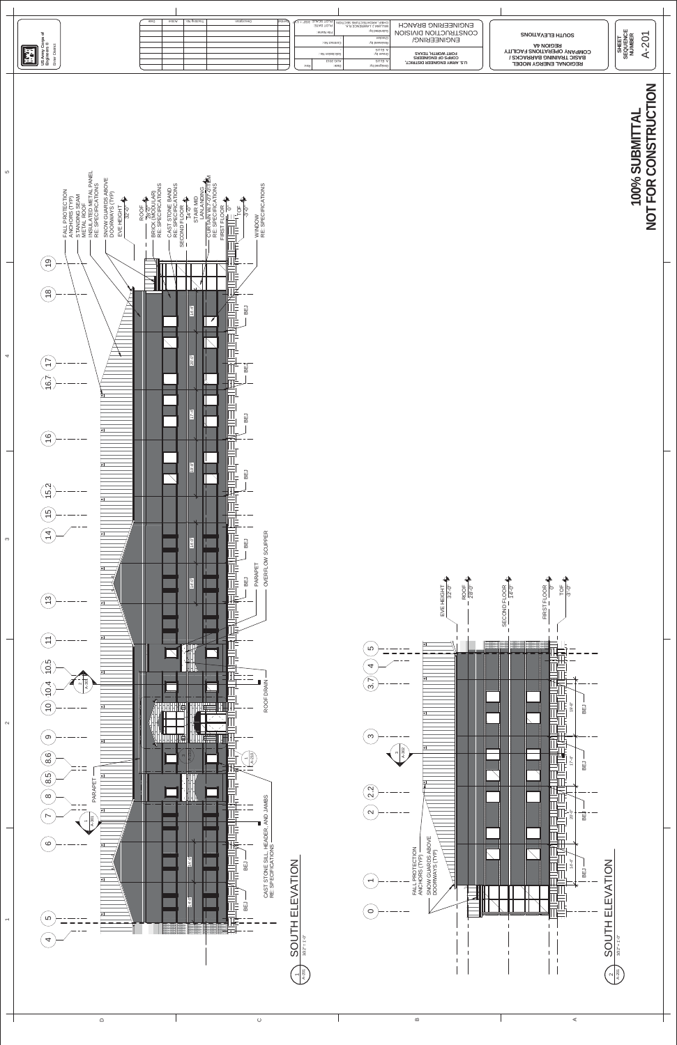# SOUTH ELEVATIONS

US Army Corps of Engineers ®
Omaha District

U.S. ARMY ENGINEER DISTRICT, CORPS OF ENGINEERS
FORT WORTH, TEXAS

ENGINEERING/CONSTRUCTION DIVISION
ENGINEERING BRANCH

REGIONAL ENERGY MODEL
BASIC TRAINING BARRACKS / COMPANY OPERATIONS FACILITY
REGION 4A

SHEET SEQUENCE NUMBER
A-201

| Designed by: A. ELLIS | Date: AUG 2013 |
|---|---|
| Drawn by: A. ELLIS | Solicitation No.: |
| Reviewed by: Checker | Contract No.: |
| Submitted by: | File Name: |

CHIEF, ARCHITECTURE SECTION
WILLIAM J. LAWRENCE R.A.

PLOT DATE:
PLOT SCALE: 3/32" = 1'-0"

| Symbol | Description | Tracking No. | Action | Date |
|---|---|---|---|---|

**100% SUBMITTAL**
**NOT FOR CONSTRUCTION**

## 1 SOUTH ELEVATION
A-201 — 3/32" = 1'-0"

Gridlines: 4, 5, 6, 7, 8, 8.5, 8.6, 9, 10, 10.4, 10.5, 11, 13, 14, 15, 15.2, 16, 16.7, 17, 18, 19

- FALL PROTECTION ANCHORS (TYP)
- STANDING SEAM METAL ROOF
- INSULATED METAL PANEL RE: SPECIFICATIONS
- SNOW GUARDS ABOVE DOORWAYS (TYP)
- EVE HEIGHT 32'-0"
- ROOF 28'-0"
- BRICK (MODULAR) RE: SPECIFICATIONS
- CAST STONE BAND RE: SPECIFICATIONS
- SECOND FLOOR 14'-0"
- STAIR MID LANDING
- CURTAIN WALL W/ 3" DIA. SM RE: SPECIFICATIONS
- FIRST FLOOR 0"
- TOF -3'-0"
- WINDOW RE: SPECIFICATIONS
- PARAPET
- OVERFLOW SCUPPER
- ROOF DRAIN
- CAST STONE SILL, HEADER, AND JAMBS RE: SPECIFICATIONS
- BEJ

Dimensions: 14'-0", 14'-0", 14'-0", 14'-0", 16'-0", 17'-4", 20'-0", 14'-4"

Section references: 1/A-301, 2/A-302, 3/A-310

## 2 SOUTH ELEVATION
A-201 — 3/32" = 1'-0"

Gridlines: 0, 1, 2, 2.2, 3, 3.7, 4, 5

- FALL PROTECTION ANCHORS (TYP)
- SNOW GUARDS ABOVE DOORWAYS (TYP)
- EVE HEIGHT 32'-0"
- ROOF 28'-0"
- SECOND FLOOR 14'-0"
- FIRST FLOOR 0"
- TOF -3'-0"
- BEJ

Dimensions: 14'-0", 20'-0", 17'-4", 14'-8"

Section reference: 3/A-302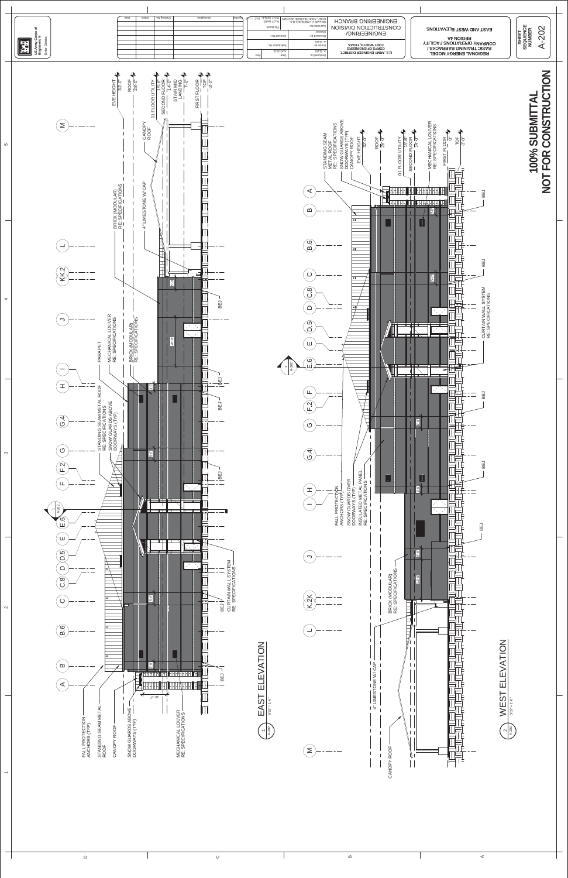US Army Corps of Engineers ®
Ft Worth District

| Symbol | Description | Tracking No. | Action | Date |
|---|---|---|---|---|

| Designed by: | Date: |
|---|---|
| A. ELLIS | AUG 2013 |
| Drawn by: | Solicitation No.: |
| A. ELLIS | |
| Reviewed by: | Contract No.: |
| Checker | |
| Submitted by: | File Name: |
| CHIEF, ARCHITECTURE SECTION | PLOT DATE: |
| WILLIAM J. LAWRENCE, R.A. | PLOT SCALE: 3/32" = 1'-0" |

U.S. ARMY ENGINEER DISTRICT, CORPS OF ENGINEERS FORT WORTH, TEXAS

ENGINEERING/CONSTRUCTION DIVISION ENGINEERING BRANCH

REGIONAL ENERGY MODEL BASIC TRAINING BARRACKS / COMPANY OPERATIONS FACILITY REGION 4A

EAST AND WEST ELEVATIONS

SHEET SEQUENCE NUMBER A-202

# 1 EAST ELEVATION

A-202 — 3/32" = 1'-0"

Labels: FALL PROTECTION ANCHORS (TYP); STANDING SEAM METAL ROOF; CANOPY ROOF; SNOW GUARDS ABOVE DOORWAYS (TYP); MECHANICAL LOUVER RE: SPECIFICATIONS; BEJ; CURTAIN WALL SYSTEM RE: SPECIFICATIONS; STANDING SEAM METAL ROOF RE: SPECIFICATIONS; SNOW GUARDS ABOVE DOORWAYS (TYP); PARAPET; MECHANICAL LOUVER RE: SPECIFICATIONS; BRICK (MODULAR) RE: SPECIFICATIONS; 4" LIMESTONE W/ CAP; CANOPY ROOF; EVE HEIGHT 32'-0"; ROOF 28'-0"; 01 FLOOR UTILITY 15'-8"; SECOND FLOOR 14'-0"; STAIR MID LANDING 7'-0"; FIRST FLOOR 0"; TOF -3'-0"; 10'-0"

Grid lines: A, B, B.6, C, C.8, D, D.5, E, E.6, F, F.2, G, G.4, H, I, J, KK.2, L, M

# 2 WEST ELEVATION

A-202 — 3/32" = 1'-0"

Labels: STANDING SEAM METAL ROOF RE: SPECIFICATIONS; SNOW GUARDS ABOVE DOORWAYS (TYP); CANOPY ROOF; EVE HEIGHT 32'-0"; ROOF 28'-0"; 01 FLOOR UTILITY 15'-8"; SECOND FLOOR 14'-0"; MECHANICAL LOUVER RE: SPECIFICATIONS; FIRST FLOOR 0"; TOF -3'-0"; BEJ; CURTAIN WALL SYSTEM RE: SPECIFICATIONS; FALL PROTECTION ANCHORS (TYP); SNOW GUARDS OVER DOORWAYS (TYP); INSULATED METAL PANEL RE: SPECIFICATIONS; BRICK (MODULAR) RE: SPECIFICATIONS; 4" LIMESTONE W/ CAP; CANOPY ROOF

Grid lines: M, L, K.2K, J, I, H, G.4, G, F.2, F, E.6, E, D.5, D, C.8, C, B.6, B, A

**100% SUBMITTAL**
**NOT FOR CONSTRUCTION**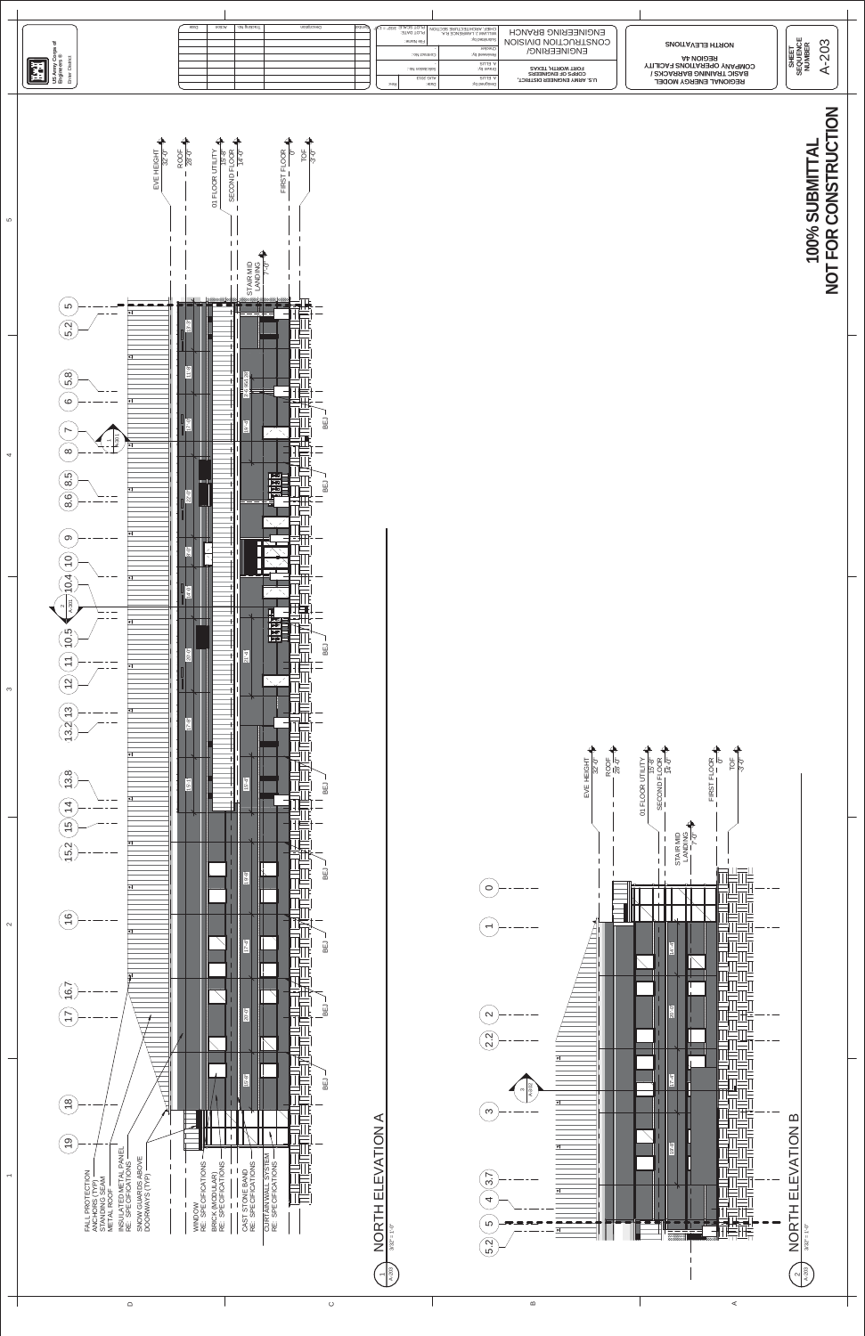US Army Corps of Engineers ® Fort Worth District

| Mark | Description | Date | Appr. |
|---|---|---|---|

| Designed by: A. ELLIS | Date: AUG 2013 |
|---|---|
| Drawn by: A. ELLIS | Solicitation No.: |
| Reviewed by: | Contract No.: |
| Submitted by: CHIEF, ARCHITECTURE SECTION WILLIAM J. LAWRENCE R.A. | File Name: |
| Plot date: | Plot scale: 3/32" = 1'-0" |

U.S. ARMY ENGINEER DISTRICT, CORPS OF ENGINEERS FORT WORTH, TEXAS

ENGINEERING/CONSTRUCTION DIVISION ENGINEERING BRANCH

REGIONAL ENERGY MODEL BASIC TRAINING BARRACKS / COMPANY OPERATIONS FACILITY REGION 4A

NORTH ELEVATIONS

SHEET SEQUENCE NUMBER A-203

# 100% SUBMITTAL NOT FOR CONSTRUCTION

## 1 NORTH ELEVATION A (A-203)

3/32" = 1'-0"

- FALL PROTECTION ANCHORS (TYP)
- STANDING SEAM METAL ROOF
- INSULATED METAL PANEL RE: SPECIFICATIONS
- SNOW GUARDS ABOVE DOORWAYS (TYP)
- WINDOW RE: SPECIFICATIONS
- BRICK (MODULAR) RE: SPECIFICATIONS
- CAST STONE BAND RE: SPECIFICATIONS
- CURTAIN WALL SYSTEM RE: SPECIFICATIONS

Levels: EVE HEIGHT 32'-0"; ROOF 28'-0"; 01 FLOOR UTILITY 15'-8"; SECOND FLOOR 14'-0"; STAIR MID LANDING 7'-0"; FIRST FLOOR 0"; TOF -3'-0"

Gridlines: 19, 18, 17, 16.7, 16, 15.2, 15, 14, 13.8, 13.2, 13, 12, 11, 10.5, 10.4, 10, 9, 8.6, 8.5, 8, 7, 6, 5.8, 5.2, 5

BEJ

## 2 NORTH ELEVATION B (A-203)

3/32" = 1'-0"

Levels: EVE HEIGHT 32'-0"; ROOF 28'-0"; 01 FLOOR UTILITY 15'-8"; SECOND FLOOR 14'-0"; STAIR MID LANDING 7'-0"; FIRST FLOOR 0"; TOF -3'-0"

Gridlines: 5.2, 5, 4, 3.7, 3, 2.2, 2, 1, 0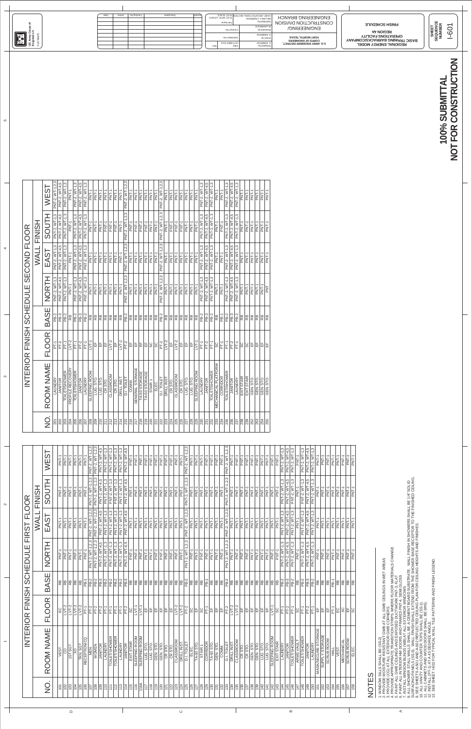# INTERIOR FINISH SCHEDULE FIRST FLOOR

| NO. | ROOM NAME | FLOOR | BASE | WALL FINISH NORTH | WALL FINISH EAST | WALL FINISH SOUTH | WALL FINISH WEST |
|---|---|---|---|---|---|---|---|
| 101 | VEST. | EC | RB | PNT-1 | PNT-1 | PNT-1 | PNT-1 |
| 102 | CO | LVT-2 | RB | PNT-1 | PNT-1 | PNT-1 | PNT-1 |
| 103 | 1ST SGT. | LVT-2 | RB | PNT-1 | PNT-1 | PNT-1 | PNT-1 |
| 104 | XO | LVT-2 | RB | PNT-1 | PNT-1 | PNT-1 | PNT-1 |
| 105 | TRN. SGT. | LVT-2 | RB | PNT-1 | PNT-1 | PNT-1 | PNT-1 |
| 106 | RECEPTION/CQ | PT-1 | PB-1 | PNT-1 | PNT-1 | PNT-1 | PNT-1 |
| 107 | MEN | PT-2 | PB-2 | PNT-2, WT-1,2,3 | PNT-2, WT-1,2,3 | PNT-2, WT-1,2,3 | PNT-2, WT-1,2,3 |
| 108 | WOMEN | PT-2 | PB-2 | PNT-2, WT-1,2,3 | PNT-2, WT-1,2,3 | PNT-2, WT-1,2,3 | PNT-2, WT-1,2,3 |
| 109 | JANITOR | PT-2 | PB-3 | PNT-2, WT-4,5 | PNT-2, WT-4,5 | PNT-2, WT-4,5 | PNT-2, WT-4,5 |
| 110 | LAUNDRY | PT-2 | PB-2 | PNT-2, WT-1,3 | PNT-2, WT-1,3 | PNT-2, WT-1,3 | PNT-2, WT-1,3 |
| 111 | TOILET/SHOWER | PT-1 | PB-2 | PNT-2, WT-1,3 | PNT-2, WT-1,3 | PNT-2, WT-1,3 | PNT-2, WT-1,3 |
| 112 | TOILET/SHOWER | PT-1 | PB-3 | PNT-2, WT-4,5 | PNT-2, WT-4,5 | PNT-2, WT-4,5 | PNT-2, WT-4,5 |
| 113 | LAUNDRY | PT-1 | PB-2 | PNT-2, WT-1,3 | PNT-2, WT-1,3 | PNT-2, WT-1,3 | PNT-2, WT-1,3 |
| 114 | JANITOR | PT-2 | PB-3 | PNT-2, WT-4,5 | PNT-2, WT-4,5 | PNT-2, WT-4,5 | PNT-2, WT-4,5 |
| 115 | EXIT STAIR | SC | RB | PNT-1 | PNT-1 | PNT-1 | PNT-1 |
| 116 | SLEEPING ROOM | LVT-1 | RB | PNT-1 | PNT-1 | PNT-1 | PNT-1 |
| 116A | SLEEPING ROOM | LVT-1 | RB | PNT-1 | PNT-1 | PNT-1 | PNT-1 |
| 117 | LUG. STO. | EF | RB | PNT-1 | PNT-1 | PNT-1 | PNT-1 |
| 118 | LUG. STO. | EF | RB | PNT-1 | PNT-1 | PNT-1 | PNT-1 |
| 119 | GEN. STO. | EF | RB | PNT-1 | PNT-1 | PNT-1 | PNT-1 |
| 120 | GEN. STO. | EF | RB | PNT-1 | PNT-1 | PNT-1 | PNT-1 |
| 121 | CR STO. | EF | RB | PNT-1 | PNT-1 | PNT-1 | PNT-1 |
| 122 | CR STO. | EF | RB | PNT-1 | PNT-1 | PNT-1 | PNT-1 |
| 123 | CLASSROOM | LVT-2 | RB | PNT-1 | PNT-1 | PNT-1 | PNT-1 |
| 124 | DRILL INST. | LVT-2 | RB | PNT-1 | PNT-1 | PNT-1 | PNT-1 |
| 125 | D.I. TOILET | PT-2 | PB-2 | PNT-2, WT-1,2,3 | PNT-2, WT-1,2,3 | PNT-2, WT-1,2,3 | PNT-2, WT-1,2,3 |
| 126 | ELEC. | SC | RB | PNT-1 | PNT-1 | PNT-1 | PNT-1 |
| 127 | TA-50 STO. | EF | RB | PNT-1 | PNT-1 | PNT-1 | PNT-1 |
| 128 | STAIR 1 | SC | RB | PNT-1 | PNT-1 | PNT-1 | PNT-1 |
| 129 | CORRIDOR | PT-1 | PB-1 | PNT-1 | PNT-1 | PNT-1 | PNT-1 |
| 130 | TA-50 STO. | EF | RB | PNT-1 | PNT-1 | PNT-1 | PNT-1 |
| 131 | GEN. STO. | EF | RB | PNT-1 | PNT-1 | PNT-1 | PNT-1 |
| 132 | COMM | EF | RB | PNT-1 | PNT-1 | PNT-1 | PNT-1 |
| 133 | D.I. TOILET | PT-2 | PB-2 | PNT-2, WT-1,2,3 | PNT-2, WT-1,2,3 | PNT-2, WT-1,2,3 | PNT-2, WT-1,2,3 |
| 134 | DRILL INST. | LVT-2 | RB | PNT-1 | PNT-1 | PNT-1 | PNT-1 |
| 135 | CLASSROOM | LVT-2 | RB | PNT-1 | PNT-1 | PNT-1 | PNT-1 |
| 136 | CR STO. | EF | RB | PNT-1 | PNT-1 | PNT-1 | PNT-1 |
| 137 | CR STO. | EF | RB | PNT-1 | PNT-1 | PNT-1 | PNT-1 |
| 138 | GEN. STO. | EF | RB | PNT-1 | PNT-1 | PNT-1 | PNT-1 |
| 139 | GEN. STO. | EF | RB | PNT-1 | PNT-1 | PNT-1 | PNT-1 |
| 140 | LUG. STO. | EF | RB | PNT-1 | PNT-1 | PNT-1 | PNT-1 |
| 141 | LUG. STO. | EF | RB | PNT-1 | PNT-1 | PNT-1 | PNT-1 |
| 142 | SLEEPING ROOM | LVT-1 | RB | PNT-1 | PNT-1 | PNT-1 | PNT-1 |
| 143 | EXIT STAIR | SC | RB | PNT-1 | PNT-1 | PNT-1 | PNT-1 |
| 144 | LAUNDRY | PT-1 | PB-2 | PNT-2, WT-1,3 | PNT-2, WT-1,3 | PNT-2, WT-1,3 | PNT-2, WT-1,3 |
| 145 | JANITOR | PT-2 | PB-3 | PNT-2, WT-4,5 | PNT-2, WT-4,5 | PNT-2, WT-4,5 | PNT-2, WT-4,5 |
| 146 | TOILET/SHOWER | PT-1 | PB-2 | PNT-2, WT-1,3 | PNT-2, WT-1,3 | PNT-2, WT-1,3 | PNT-2, WT-1,3 |
| 147 | ARMS VAULT | SC | RB | PNT-1 | PNT-1 | PNT-1 | PNT-1 |
| 148 | TOILET/SHOWER | PT-1 | PB-2 | PNT-2, WT-1,3 | PNT-2, WT-1,3 | PNT-2, WT-1,3 | PNT-2, WT-1,3 |
| 149 | JANITOR | PT-2 | PB-3 | PNT-2, WT-4,5 | PNT-2, WT-4,5 | PNT-2, WT-4,5 | PNT-2, WT-4,5 |
| 150 | LAUNDRY | PT-1 | PB-2 | PNT-2, WT-1,3 | PNT-2, WT-1,3 | PNT-2, WT-1,3 | PNT-2, WT-1,3 |
| 151 | MASK/SECURE STORAGE | EF | RB | PNT-1 | PNT-1 | PNT-1 | PNT-1 |
| 152 | SUPPLY STORAGE | EF | RB | PNT-1 | PNT-1 | PNT-1 | PNT-1 |
| 153 | SCRUB ROOM | EF | RB | PNT-1 | PNT-1 | PNT-1 | PNT-1 |
| 154 | HALL | PT-1 | PB-1 | PNT-1 | PNT-1 | PNT-1 | PNT-1 |
| 155 | VEST. | EC | RB | PNT-1 | PNT-1 | PNT-1 | PNT-1 |
| 156 | MECHANICAL | SC | RB | PNT-1 | PNT-1 | PNT-1 | PNT-1 |
| 157 | SCRUB ROOM | EF | RB | PNT-1 | PNT-1 | PNT-1 | PNT-1 |
| 158 | ELEC. | SC | RB | PNT-1 | PNT-1 | PNT-1 | PNT-1 |

# INTERIOR FINISH SCHEDULE SECOND FLOOR

| NO. | ROOM NAME | FLOOR | BASE | WALL FINISH NORTH | WALL FINISH EAST | WALL FINISH SOUTH | WALL FINISH WEST |
|---|---|---|---|---|---|---|---|
| 201 | LAUNDRY | PT-1 | PB-2 | PNT-2, WT-1,3 | PNT-2, WT-1,3 | PNT-2, WT-1,3 | PNT-2, WT-1,2,3 |
| 202 | JANITOR | PT-2 | PB-3 | PNT-2, WT-4,5 | PNT-2, WT-4,5 | PNT-2, WT-4,5 | PNT-2, WT-4,5 |
| 203 | TOILET/SHOWER | PT-1 | PB-2 | PNT-2, WT-1,3 | PNT-2, WT-1,3 | PNT-2, WT-1,3 | PNT-2, WT-1,3 |
| 204 | PROFILE RECOVERY | LVT-2 | RB | PNT-1 | PNT-1 | PNT-1 | PNT-1 |
| 205 | TOILET/SHOWER | PT-1 | PB-2 | PNT-2, WT-1,3 | PNT-2, WT-1,3 | PNT-2, WT-1,3 | PNT-2, WT-1,3 |
| 206 | JANITOR | PT-2 | PB-3 | PNT-2, WT-4,5 | PNT-2, WT-4,5 | PNT-2, WT-4,5 | PNT-2, WT-4,5 |
| 207 | LAUNDRY | PT-1 | PB-2 | PNT-2, WT-1,3 | PNT-2, WT-1,3 | PNT-2, WT-1,3 | PNT-2, WT-1,3 |
| 208 | SLEEPING ROOM | LVT-1 | RB | PNT-1 | PNT-1 | PNT-1 | PNT-1 |
| 209 | LUG. STO. | EF | RB | PNT-1 | PNT-1 | PNT-1 | PNT-1 |
| 210 | LUG. STO. | EF | RB | PNT-1 | PNT-1 | PNT-1 | PNT-1 |
| 211 | CR STO. | EF | RB | PNT-1 | PNT-1 | PNT-1 | PNT-1 |
| 212 | CLASSROOM | LVT-2 | RB | PNT-1 | PNT-1 | PNT-1 | PNT-1 |
| 213 | CR STO. | EF | RB | PNT-1 | PNT-1 | PNT-1 | PNT-1 |
| 214 | DRILL INST. | LVT-2 | RB | PNT-1 | PNT-1 | PNT-1 | PNT-1 |
| 215 | D.I. TOILET | PT-2 | PB-2 | PNT-2, WT-1,2,3 | PNT-2, WT-1,2,3 | PNT-2, WT-1,2,3 | PNT-2, WT-1,2,3 |
| 216 | COMM. | EF | RB | PNT-1 | PNT-1 | PNT-1 | PNT-1 |
| 217 | GENERAL STORAGE | EF | RB | PNT-1 | PNT-1 | PNT-1 | PNT-1 |
| 218 | TA-50 STORAGE | EF | RB | PNT-1 | PNT-1 | PNT-1 | PNT-1 |
| 219 | TA-50 STORAGE | EF | RB | PNT-1 | PNT-1 | PNT-1 | PNT-1 |
| 220 | STAIR 1 | SC | RB | PNT-1 | PNT-1 | PNT-1 | PNT-1 |
| 221 | ELEC. | SC | RB | PNT-1 | PNT-1 | PNT-1 | PNT-1 |
| 222 | D.I. TOILET | PT-2 | PB-2 | PNT-2, WT-1,2,3 | PNT-2, WT-1,2,3 | PNT-2, WT-1,2,3 | PNT-2, WT-1,2,3 |
| 223 | DRILL INST. | LVT-2 | RB | PNT-1 | PNT-1 | PNT-1 | PNT-1 |
| 224 | CR STO. | EF | RB | PNT-1 | PNT-1 | PNT-1 | PNT-1 |
| 225 | CLASSROOM | LVT-2 | RB | PNT-1 | PNT-1 | PNT-1 | PNT-1 |
| 226 | CR STO. | EF | RB | PNT-1 | PNT-1 | PNT-1 | PNT-1 |
| 227 | LUG. STO. | EF | RB | PNT-1 | PNT-1 | PNT-1 | PNT-1 |
| 228 | LUG. STO. | EF | RB | PNT-1 | PNT-1 | PNT-1 | PNT-1 |
| 229 | SLEEPING ROOM | LVT-1 | RB | PNT-1 | PNT-1 | PNT-1 | PNT-1 |
| 230 | LAUNDRY | PT-1 | PB-2 | PNT-2, WT-1,3 | PNT-2, WT-1,3 | PNT-2, WT-1,3 | PNT-2, WT-1,3 |
| 231 | JANITOR | PT-2 | PB-3 | PNT-2, WT-4,5 | PNT-2, WT-4,5 | PNT-2, WT-4,5 | PNT-2, WT-4,5 |
| 232 | TOILET/SHOWER | PT-1 | PB-2 | PNT-2, WT-1,3 | PNT-2, WT-1,3 | PNT-2, WT-1,3 | PNT-2, WT-1,3 |
| 233 | MECHANICAL PLATFORM | SC | RB | PNT-1 | PNT-1 | PNT-1 | PNT-1 |
| 234 | CORRIDOR | PT-1 | PB-1 | PNT-1 | PNT-1 | PNT-1 | PNT-1 |
| 235 | TOILET/SHOWER | PT-1 | PB-2 | PNT-2, WT-1,3 | PNT-2, WT-1,3 | PNT-2, WT-1,3 | PNT-2, WT-1,3 |
| 236 | JANITOR | PT-2 | PB-3 | PNT-2, WT-4,5 | PNT-2, WT-4,5 | PNT-2, WT-4,5 | PNT-2, WT-4,5 |
| 237 | LAUNDRY | PT-1 | PB-2 | PNT-2, WT-1,3 | PNT-2, WT-1,3 | PNT-2, WT-1,3 | PNT-2, WT-1,3 |
| 238 | EXIT STAIR | SC | RB | PNT-1 | PNT-1 | PNT-1 | PNT-1 |
| 239 | EXIT STAIR | SC | RB | PNT-1 | PNT-1 | PNT-1 | PNT-1 |
| 252 | GEN. STO. | EF | RB | PNT-1 | PNT-1 | PNT-1 | PNT-1 |
| 253 | GEN. STO. | EF | RB | PNT-1 | PNT-1 | PNT-1 | PNT-1 |
| 254 | GEN. STO. | EF | RB | PNT-1 | PNT-1 | PNT-1 | PNT-1 |
| 255 | GEN. STO. | EF | RB | PNT | PNT-1 | PNT-1 | PNT-1 |

# NOTES

1. WINDOW SILLS SHALL BE (SS-2)
2. PROVIDE MOISTURE RESISTANT GWB AT ALL GWB CEILINGS IN WET AREAS
3. PROVIDE (CG-1) AT ALL EXTERIOR GWB CORNERS
4. PROVIDE APPROPRIATE TRANSITION STRIPS WHERE FLOOR MATERIALS CHANGE
5. PAINT ALL GWB CEILINGS AND EXPOSED DUCTWORK PNT-3, FLAT
6. PAINT ALL INTERIOR DOORS AND FRAMES PNT-4, SEMI-GLOSS
7. INSTALL WINDOW BLINDS (WB) AT ALL EXTERIOR WINDOWS
8. ALL SHOWER STALL WALLS SHALL BE A CEMENT BOARD SUBSTRATE. WALL FINISH IN SHOWERS SHALL BE 1/4" SOLID SURFACING PANELS (SS-3). WALL FINISH SHALL EXTEND FROM THE SHOWER BASE RECEPTOR TO THE FINISHED CEILING.
9. SEE SHEETS A-501 AND A-502 REFLECTED CEILING PLAN FOR CEILING HEIGHTS AND FINISHES.
10. ALL VANITY AND COUNTER TOPS SHALL BE (SS-1)
11. ALL CABINETS AND WOOD DOORS SHALL BE (WS)
12. INSTALL (PT-1) AT A 45 DEGREE ANGLE
13. SEE SHEET I-602 FOR TYPICAL WALL TILE PATTERNS AND FINISH LEGEND.

**100% SUBMITTAL**
**NOT FOR CONSTRUCTION**

US Army Corps of Engineers® Fort Worth

U.S. ARMY ENGINEER DISTRICT, CORPS OF ENGINEERS FORT WORTH, TEXAS

ENGINEERING/CONSTRUCTION DIVISION ENGINEERING BRANCH

Designed by: H. HARROW | Date: OCTOBER 2011
Drawn by: H. HARROW | Solicitation No.:
Reviewed by: W.LAWRENCE | Contract No.:
Submitted by: WILLIAM J. LAWRENCE, CHIEF, ARCHITECTURAL SECTION | File Name:
Plot Scale: | Plot Date:

REGIONAL ENERGY MODEL BASIC TRAINING BARRACKS/COMPANY OPERATIONS FACILITY REGION 4A

FINISH SCHEDULE

SHEET IDENTIFICATION NUMBER: I-601